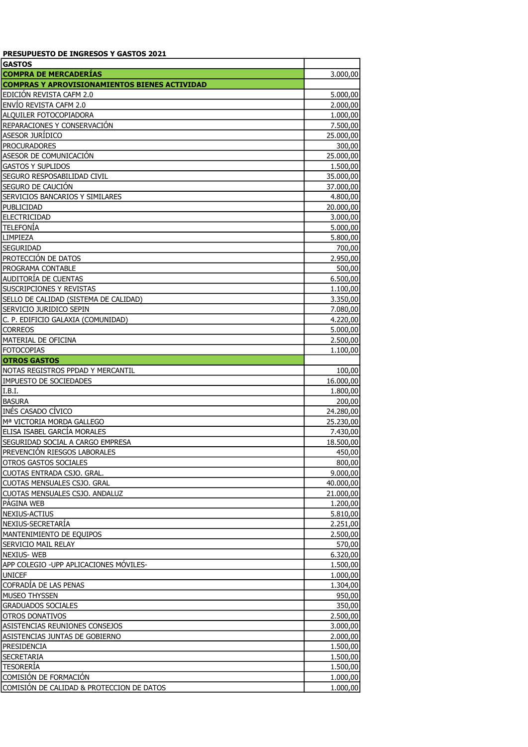**PRESUPUESTO DE INGRESOS Y GASTOS 2021**

| GASTOS | |
|---|---|
| **COMPRA DE MERCADERÍAS** | 3.000,00 |
| **COMPRAS Y APROVISIONAMIENTOS BIENES ACTIVIDAD** | |
| EDICIÓN REVISTA CAFM 2.0 | 5.000,00 |
| ENVÍO REVISTA CAFM 2.0 | 2.000,00 |
| ALQUILER FOTOCOPIADORA | 1.000,00 |
| REPARACIONES Y CONSERVACIÓN | 7.500,00 |
| ASESOR JURÍDICO | 25.000,00 |
| PROCURADORES | 300,00 |
| ASESOR DE COMUNICACIÓN | 25.000,00 |
| GASTOS Y SUPLIDOS | 1.500,00 |
| SEGURO RESPOSABILIDAD CIVIL | 35.000,00 |
| SEGURO DE CAUCIÓN | 37.000,00 |
| SERVICIOS BANCARIOS Y SIMILARES | 4.800,00 |
| PUBLICIDAD | 20.000,00 |
| ELECTRICIDAD | 3.000,00 |
| TELEFONÍA | 5.000,00 |
| LIMPIEZA | 5.800,00 |
| SEGURIDAD | 700,00 |
| PROTECCIÓN DE DATOS | 2.950,00 |
| PROGRAMA CONTABLE | 500,00 |
| AUDITORÍA DE CUENTAS | 6.500,00 |
| SUSCRIPCIONES Y REVISTAS | 1.100,00 |
| SELLO DE CALIDAD (SISTEMA DE CALIDAD) | 3.350,00 |
| SERVICIO JURIDICO SEPIN | 7.080,00 |
| C. P. EDIFICIO GALAXIA (COMUNIDAD) | 4.220,00 |
| CORREOS | 5.000,00 |
| MATERIAL DE OFICINA | 2.500,00 |
| FOTOCOPIAS | 1.100,00 |
| **OTROS GASTOS** | |
| NOTAS REGISTROS PPDAD Y MERCANTIL | 100,00 |
| IMPUESTO DE SOCIEDADES | 16.000,00 |
| I.B.I. | 1.800,00 |
| BASURA | 200,00 |
| INÉS CASADO CÍVICO | 24.280,00 |
| Mª VICTORIA MORDA GALLEGO | 25.230,00 |
| ELISA ISABEL GARCÍA MORALES | 7.430,00 |
| SEGURIDAD SOCIAL A CARGO EMPRESA | 18.500,00 |
| PREVENCIÓN RIESGOS LABORALES | 450,00 |
| OTROS GASTOS SOCIALES | 800,00 |
| CUOTAS ENTRADA CSJO. GRAL. | 9.000,00 |
| CUOTAS MENSUALES CSJO. GRAL | 40.000,00 |
| CUOTAS MENSUALES CSJO. ANDALUZ | 21.000,00 |
| PÁGINA WEB | 1.200,00 |
| NEXIUS-ACTIUS | 5.810,00 |
| NEXIUS-SECRETARÍA | 2.251,00 |
| MANTENIMIENTO DE EQUIPOS | 2.500,00 |
| SERVICIO MAIL RELAY | 570,00 |
| NEXIUS- WEB | 6.320,00 |
| APP COLEGIO -UPP APLICACIONES MÓVILES- | 1.500,00 |
| UNICEF | 1.000,00 |
| COFRADÍA DE LAS PENAS | 1.304,00 |
| MUSEO THYSSEN | 950,00 |
| GRADUADOS SOCIALES | 350,00 |
| OTROS DONATIVOS | 2.500,00 |
| ASISTENCIAS REUNIONES CONSEJOS | 3.000,00 |
| ASISTENCIAS JUNTAS DE GOBIERNO | 2.000,00 |
| PRESIDENCIA | 1.500,00 |
| SECRETARIA | 1.500,00 |
| TESORERÍA | 1.500,00 |
| COMISIÓN DE FORMACIÓN | 1.000,00 |
| COMISIÓN DE CALIDAD & PROTECCION DE DATOS | 1.000,00 |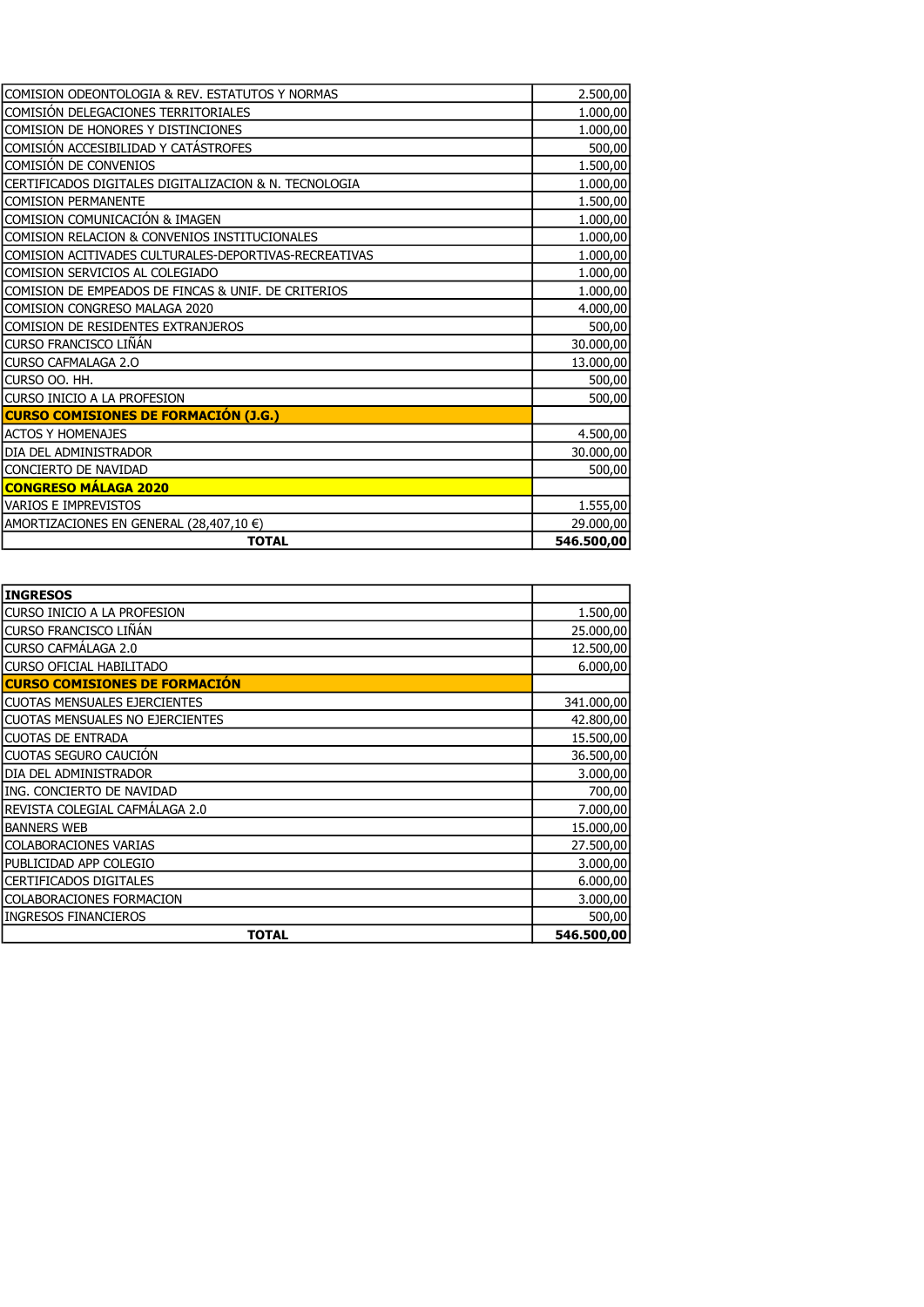| | |
|---|---|
| COMISION ODEONTOLOGIA & REV. ESTATUTOS Y NORMAS | 2.500,00 |
| COMISIÓN DELEGACIONES TERRITORIALES | 1.000,00 |
| COMISION DE HONORES Y DISTINCIONES | 1.000,00 |
| COMISIÓN ACCESIBILIDAD Y CATÁSTROFES | 500,00 |
| COMISIÓN DE CONVENIOS | 1.500,00 |
| CERTIFICADOS DIGITALES DIGITALIZACION & N. TECNOLOGIA | 1.000,00 |
| COMISION PERMANENTE | 1.500,00 |
| COMISION COMUNICACIÓN & IMAGEN | 1.000,00 |
| COMISION RELACION & CONVENIOS INSTITUCIONALES | 1.000,00 |
| COMISION ACITIVADES CULTURALES-DEPORTIVAS-RECREATIVAS | 1.000,00 |
| COMISION SERVICIOS AL COLEGIADO | 1.000,00 |
| COMISION DE EMPEADOS DE FINCAS & UNIF. DE CRITERIOS | 1.000,00 |
| COMISION CONGRESO MALAGA 2020 | 4.000,00 |
| COMISION DE RESIDENTES EXTRANJEROS | 500,00 |
| CURSO FRANCISCO LIÑÁN | 30.000,00 |
| CURSO CAFMALAGA 2.O | 13.000,00 |
| CURSO OO. HH. | 500,00 |
| CURSO INICIO A LA PROFESION | 500,00 |
| **CURSO COMISIONES DE FORMACIÓN (J.G.)** | |
| ACTOS Y HOMENAJES | 4.500,00 |
| DIA DEL ADMINISTRADOR | 30.000,00 |
| CONCIERTO DE NAVIDAD | 500,00 |
| **CONGRESO MÁLAGA 2020** | |
| VARIOS E IMPREVISTOS | 1.555,00 |
| AMORTIZACIONES EN GENERAL (28,407,10 €) | 29.000,00 |
| **TOTAL** | **546.500,00** |

| **INGRESOS** | |
|---|---|
| CURSO INICIO A LA PROFESION | 1.500,00 |
| CURSO FRANCISCO LIÑÁN | 25.000,00 |
| CURSO CAFMÁLAGA 2.0 | 12.500,00 |
| CURSO OFICIAL HABILITADO | 6.000,00 |
| **CURSO COMISIONES DE FORMACIÓN** | |
| CUOTAS MENSUALES EJERCIENTES | 341.000,00 |
| CUOTAS MENSUALES NO EJERCIENTES | 42.800,00 |
| CUOTAS DE ENTRADA | 15.500,00 |
| CUOTAS SEGURO CAUCIÓN | 36.500,00 |
| DIA DEL ADMINISTRADOR | 3.000,00 |
| ING. CONCIERTO DE NAVIDAD | 700,00 |
| REVISTA COLEGIAL CAFMÁLAGA 2.0 | 7.000,00 |
| BANNERS WEB | 15.000,00 |
| COLABORACIONES VARIAS | 27.500,00 |
| PUBLICIDAD APP COLEGIO | 3.000,00 |
| CERTIFICADOS DIGITALES | 6.000,00 |
| COLABORACIONES FORMACION | 3.000,00 |
| INGRESOS FINANCIEROS | 500,00 |
| **TOTAL** | **546.500,00** |